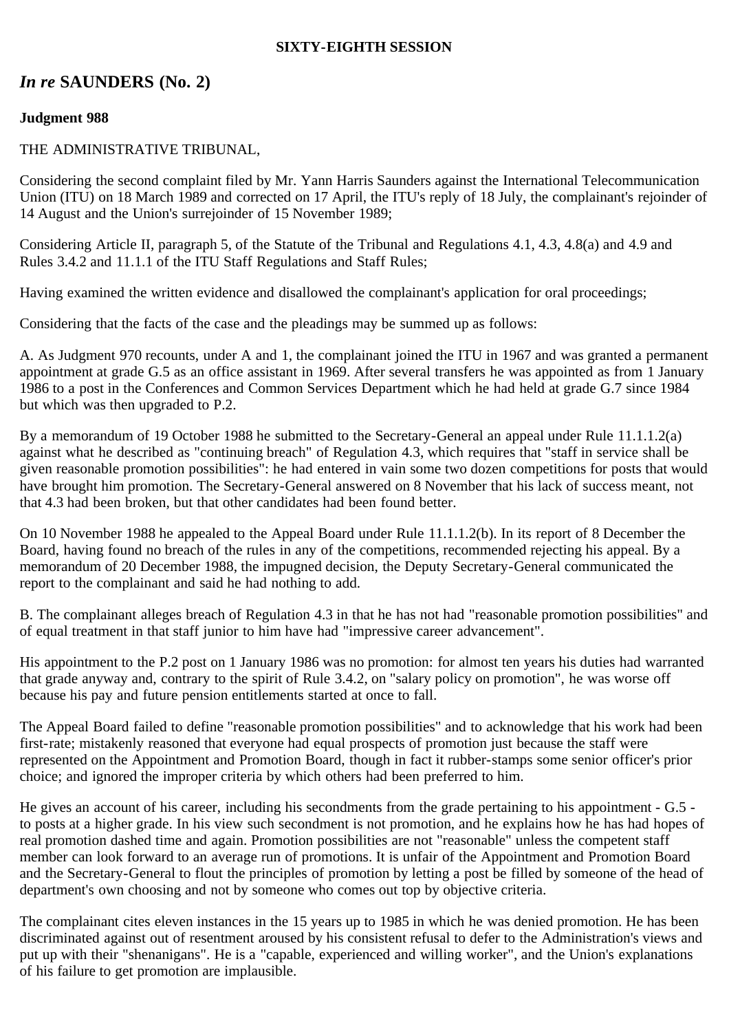**SIXTY-EIGHTH SESSION**

## *In re* SAUNDERS (No. 2)

**Judgment 988**

THE ADMINISTRATIVE TRIBUNAL,

Considering the second complaint filed by Mr. Yann Harris Saunders against the International Telecommunication Union (ITU) on 18 March 1989 and corrected on 17 April, the ITU's reply of 18 July, the complainant's rejoinder of 14 August and the Union's surrejoinder of 15 November 1989;

Considering Article II, paragraph 5, of the Statute of the Tribunal and Regulations 4.1, 4.3, 4.8(a) and 4.9 and Rules 3.4.2 and 11.1.1 of the ITU Staff Regulations and Staff Rules;

Having examined the written evidence and disallowed the complainant's application for oral proceedings;

Considering that the facts of the case and the pleadings may be summed up as follows:

A. As Judgment 970 recounts, under A and 1, the complainant joined the ITU in 1967 and was granted a permanent appointment at grade G.5 as an office assistant in 1969. After several transfers he was appointed as from 1 January 1986 to a post in the Conferences and Common Services Department which he had held at grade G.7 since 1984 but which was then upgraded to P.2.

By a memorandum of 19 October 1988 he submitted to the Secretary-General an appeal under Rule 11.1.1.2(a) against what he described as "continuing breach" of Regulation 4.3, which requires that "staff in service shall be given reasonable promotion possibilities": he had entered in vain some two dozen competitions for posts that would have brought him promotion. The Secretary-General answered on 8 November that his lack of success meant, not that 4.3 had been broken, but that other candidates had been found better.

On 10 November 1988 he appealed to the Appeal Board under Rule 11.1.1.2(b). In its report of 8 December the Board, having found no breach of the rules in any of the competitions, recommended rejecting his appeal. By a memorandum of 20 December 1988, the impugned decision, the Deputy Secretary-General communicated the report to the complainant and said he had nothing to add.

B. The complainant alleges breach of Regulation 4.3 in that he has not had "reasonable promotion possibilities" and of equal treatment in that staff junior to him have had "impressive career advancement".

His appointment to the P.2 post on 1 January 1986 was no promotion: for almost ten years his duties had warranted that grade anyway and, contrary to the spirit of Rule 3.4.2, on "salary policy on promotion", he was worse off because his pay and future pension entitlements started at once to fall.

The Appeal Board failed to define "reasonable promotion possibilities" and to acknowledge that his work had been first-rate; mistakenly reasoned that everyone had equal prospects of promotion just because the staff were represented on the Appointment and Promotion Board, though in fact it rubber-stamps some senior officer's prior choice; and ignored the improper criteria by which others had been preferred to him.

He gives an account of his career, including his secondments from the grade pertaining to his appointment - G.5 - to posts at a higher grade. In his view such secondment is not promotion, and he explains how he has had hopes of real promotion dashed time and again. Promotion possibilities are not "reasonable" unless the competent staff member can look forward to an average run of promotions. It is unfair of the Appointment and Promotion Board and the Secretary-General to flout the principles of promotion by letting a post be filled by someone of the head of department's own choosing and not by someone who comes out top by objective criteria.

The complainant cites eleven instances in the 15 years up to 1985 in which he was denied promotion. He has been discriminated against out of resentment aroused by his consistent refusal to defer to the Administration's views and put up with their "shenanigans". He is a "capable, experienced and willing worker", and the Union's explanations of his failure to get promotion are implausible.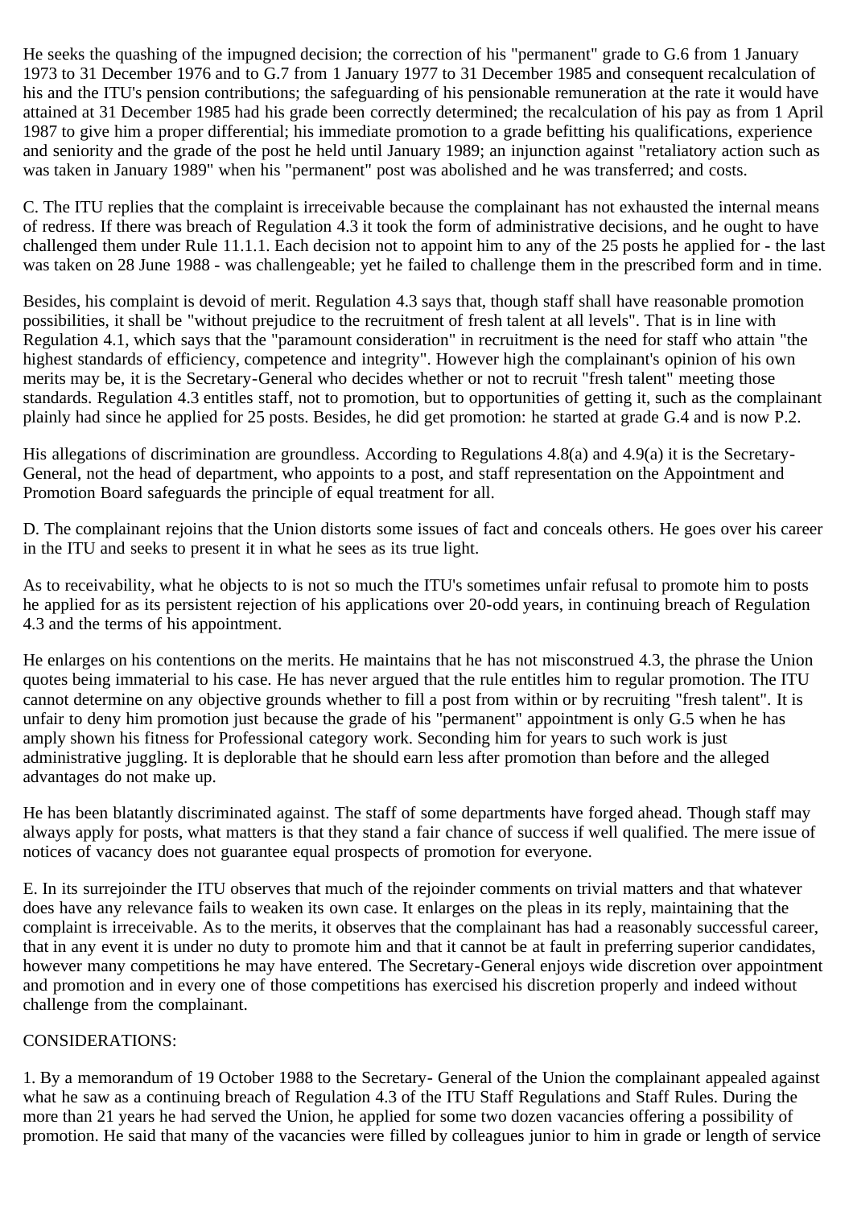He seeks the quashing of the impugned decision; the correction of his "permanent" grade to G.6 from 1 January 1973 to 31 December 1976 and to G.7 from 1 January 1977 to 31 December 1985 and consequent recalculation of his and the ITU's pension contributions; the safeguarding of his pensionable remuneration at the rate it would have attained at 31 December 1985 had his grade been correctly determined; the recalculation of his pay as from 1 April 1987 to give him a proper differential; his immediate promotion to a grade befitting his qualifications, experience and seniority and the grade of the post he held until January 1989; an injunction against "retaliatory action such as was taken in January 1989" when his "permanent" post was abolished and he was transferred; and costs.

C. The ITU replies that the complaint is irreceivable because the complainant has not exhausted the internal means of redress. If there was breach of Regulation 4.3 it took the form of administrative decisions, and he ought to have challenged them under Rule 11.1.1. Each decision not to appoint him to any of the 25 posts he applied for - the last was taken on 28 June 1988 - was challengeable; yet he failed to challenge them in the prescribed form and in time.

Besides, his complaint is devoid of merit. Regulation 4.3 says that, though staff shall have reasonable promotion possibilities, it shall be "without prejudice to the recruitment of fresh talent at all levels". That is in line with Regulation 4.1, which says that the "paramount consideration" in recruitment is the need for staff who attain "the highest standards of efficiency, competence and integrity". However high the complainant's opinion of his own merits may be, it is the Secretary-General who decides whether or not to recruit "fresh talent" meeting those standards. Regulation 4.3 entitles staff, not to promotion, but to opportunities of getting it, such as the complainant plainly had since he applied for 25 posts. Besides, he did get promotion: he started at grade G.4 and is now P.2.

His allegations of discrimination are groundless. According to Regulations 4.8(a) and 4.9(a) it is the Secretary-General, not the head of department, who appoints to a post, and staff representation on the Appointment and Promotion Board safeguards the principle of equal treatment for all.

D. The complainant rejoins that the Union distorts some issues of fact and conceals others. He goes over his career in the ITU and seeks to present it in what he sees as its true light.

As to receivability, what he objects to is not so much the ITU's sometimes unfair refusal to promote him to posts he applied for as its persistent rejection of his applications over 20-odd years, in continuing breach of Regulation 4.3 and the terms of his appointment.

He enlarges on his contentions on the merits. He maintains that he has not misconstrued 4.3, the phrase the Union quotes being immaterial to his case. He has never argued that the rule entitles him to regular promotion. The ITU cannot determine on any objective grounds whether to fill a post from within or by recruiting "fresh talent". It is unfair to deny him promotion just because the grade of his "permanent" appointment is only G.5 when he has amply shown his fitness for Professional category work. Seconding him for years to such work is just administrative juggling. It is deplorable that he should earn less after promotion than before and the alleged advantages do not make up.

He has been blatantly discriminated against. The staff of some departments have forged ahead. Though staff may always apply for posts, what matters is that they stand a fair chance of success if well qualified. The mere issue of notices of vacancy does not guarantee equal prospects of promotion for everyone.

E. In its surrejoinder the ITU observes that much of the rejoinder comments on trivial matters and that whatever does have any relevance fails to weaken its own case. It enlarges on the pleas in its reply, maintaining that the complaint is irreceivable. As to the merits, it observes that the complainant has had a reasonably successful career, that in any event it is under no duty to promote him and that it cannot be at fault in preferring superior candidates, however many competitions he may have entered. The Secretary-General enjoys wide discretion over appointment and promotion and in every one of those competitions has exercised his discretion properly and indeed without challenge from the complainant.

CONSIDERATIONS:

1. By a memorandum of 19 October 1988 to the Secretary- General of the Union the complainant appealed against what he saw as a continuing breach of Regulation 4.3 of the ITU Staff Regulations and Staff Rules. During the more than 21 years he had served the Union, he applied for some two dozen vacancies offering a possibility of promotion. He said that many of the vacancies were filled by colleagues junior to him in grade or length of service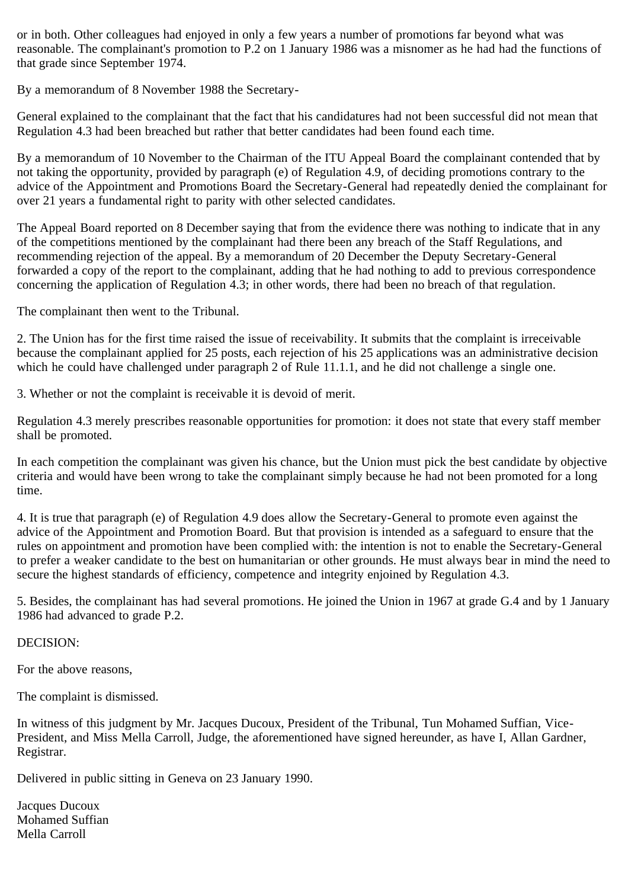or in both. Other colleagues had enjoyed in only a few years a number of promotions far beyond what was reasonable. The complainant's promotion to P.2 on 1 January 1986 was a misnomer as he had had the functions of that grade since September 1974.

By a memorandum of 8 November 1988 the Secretary-

General explained to the complainant that the fact that his candidatures had not been successful did not mean that Regulation 4.3 had been breached but rather that better candidates had been found each time.

By a memorandum of 10 November to the Chairman of the ITU Appeal Board the complainant contended that by not taking the opportunity, provided by paragraph (e) of Regulation 4.9, of deciding promotions contrary to the advice of the Appointment and Promotions Board the Secretary-General had repeatedly denied the complainant for over 21 years a fundamental right to parity with other selected candidates.

The Appeal Board reported on 8 December saying that from the evidence there was nothing to indicate that in any of the competitions mentioned by the complainant had there been any breach of the Staff Regulations, and recommending rejection of the appeal. By a memorandum of 20 December the Deputy Secretary-General forwarded a copy of the report to the complainant, adding that he had nothing to add to previous correspondence concerning the application of Regulation 4.3; in other words, there had been no breach of that regulation.

The complainant then went to the Tribunal.

2. The Union has for the first time raised the issue of receivability. It submits that the complaint is irreceivable because the complainant applied for 25 posts, each rejection of his 25 applications was an administrative decision which he could have challenged under paragraph 2 of Rule 11.1.1, and he did not challenge a single one.

3. Whether or not the complaint is receivable it is devoid of merit.

Regulation 4.3 merely prescribes reasonable opportunities for promotion: it does not state that every staff member shall be promoted.

In each competition the complainant was given his chance, but the Union must pick the best candidate by objective criteria and would have been wrong to take the complainant simply because he had not been promoted for a long time.

4. It is true that paragraph (e) of Regulation 4.9 does allow the Secretary-General to promote even against the advice of the Appointment and Promotion Board. But that provision is intended as a safeguard to ensure that the rules on appointment and promotion have been complied with: the intention is not to enable the Secretary-General to prefer a weaker candidate to the best on humanitarian or other grounds. He must always bear in mind the need to secure the highest standards of efficiency, competence and integrity enjoined by Regulation 4.3.

5. Besides, the complainant has had several promotions. He joined the Union in 1967 at grade G.4 and by 1 January 1986 had advanced to grade P.2.

DECISION:

For the above reasons,

The complaint is dismissed.

In witness of this judgment by Mr. Jacques Ducoux, President of the Tribunal, Tun Mohamed Suffian, Vice-President, and Miss Mella Carroll, Judge, the aforementioned have signed hereunder, as have I, Allan Gardner, Registrar.

Delivered in public sitting in Geneva on 23 January 1990.

Jacques Ducoux
Mohamed Suffian
Mella Carroll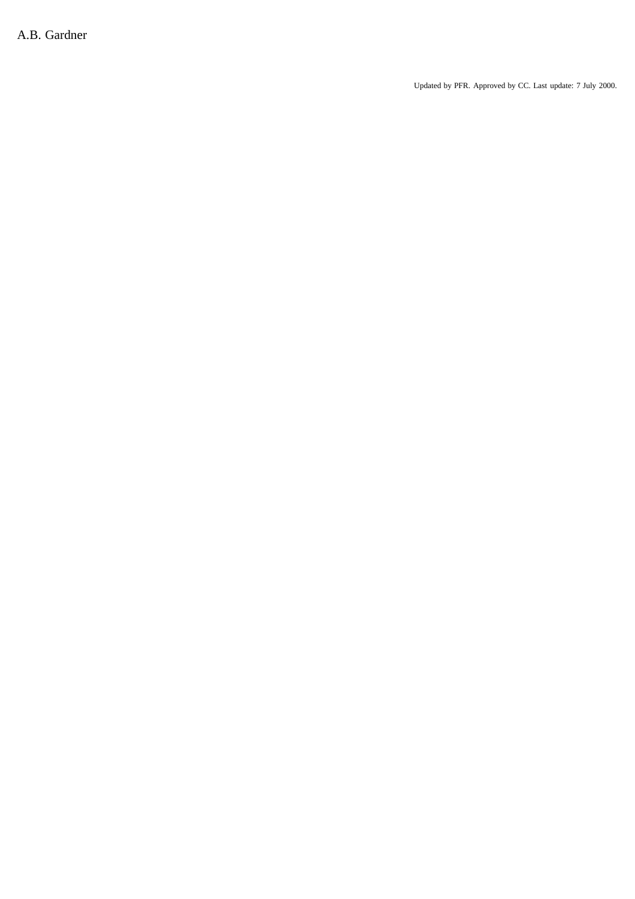A.B. Gardner

Updated by PFR. Approved by CC. Last update: 7 July 2000.